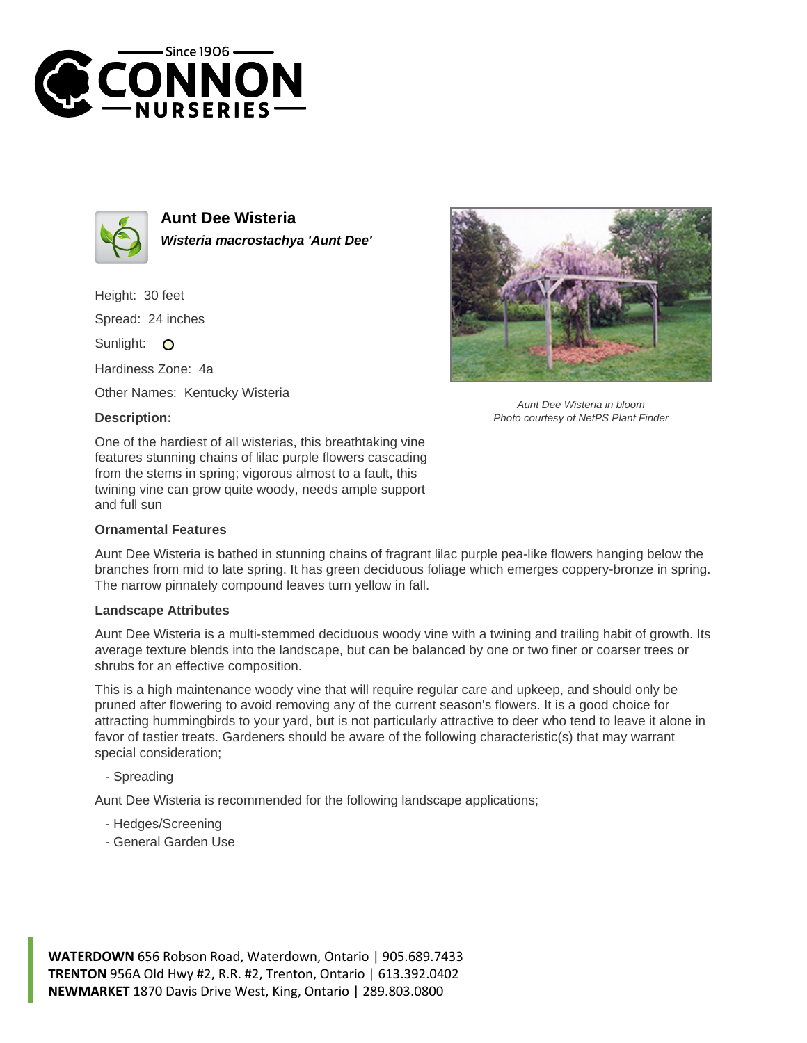# Aunt Dee Wisteria

***Wisteria macrostachya 'Aunt Dee'***

Height: 30 feet

Spread: 24 inches

Sunlight: O

Hardiness Zone: 4a

Other Names: Kentucky Wisteria

*Aunt Dee Wisteria in bloom*
*Photo courtesy of NetPS Plant Finder*

### Description:

One of the hardiest of all wisterias, this breathtaking vine features stunning chains of lilac purple flowers cascading from the stems in spring; vigorous almost to a fault, this twining vine can grow quite woody, needs ample support and full sun

### Ornamental Features

Aunt Dee Wisteria is bathed in stunning chains of fragrant lilac purple pea-like flowers hanging below the branches from mid to late spring. It has green deciduous foliage which emerges coppery-bronze in spring. The narrow pinnately compound leaves turn yellow in fall.

### Landscape Attributes

Aunt Dee Wisteria is a multi-stemmed deciduous woody vine with a twining and trailing habit of growth. Its average texture blends into the landscape, but can be balanced by one or two finer or coarser trees or shrubs for an effective composition.

This is a high maintenance woody vine that will require regular care and upkeep, and should only be pruned after flowering to avoid removing any of the current season's flowers. It is a good choice for attracting hummingbirds to your yard, but is not particularly attractive to deer who tend to leave it alone in favor of tastier treats. Gardeners should be aware of the following characteristic(s) that may warrant special consideration;

- Spreading

Aunt Dee Wisteria is recommended for the following landscape applications;

- Hedges/Screening
- General Garden Use

**WATERDOWN** 656 Robson Road, Waterdown, Ontario | 905.689.7433
**TRENTON** 956A Old Hwy #2, R.R. #2, Trenton, Ontario | 613.392.0402
**NEWMARKET** 1870 Davis Drive West, King, Ontario | 289.803.0800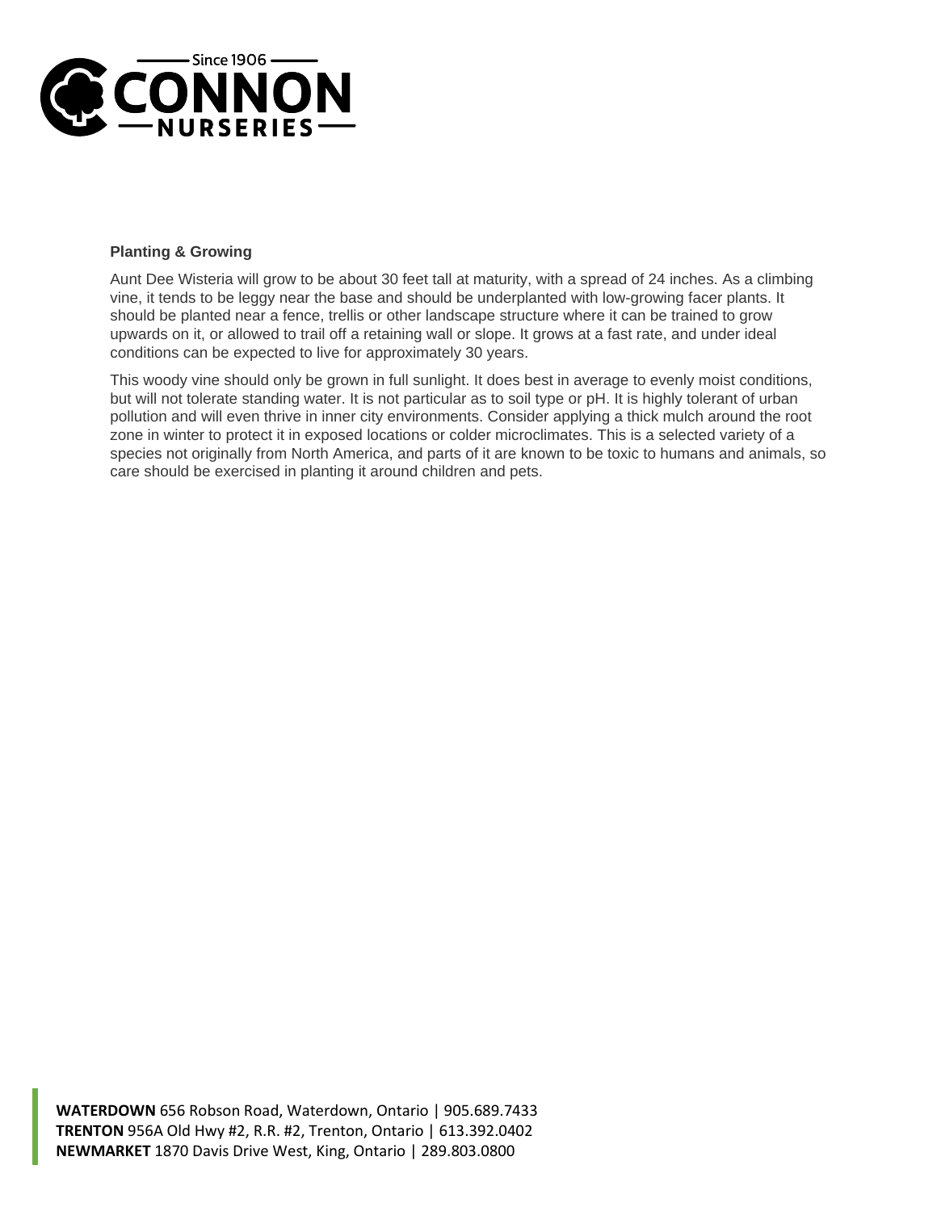### Planting & Growing

Aunt Dee Wisteria will grow to be about 30 feet tall at maturity, with a spread of 24 inches. As a climbing vine, it tends to be leggy near the base and should be underplanted with low-growing facer plants. It should be planted near a fence, trellis or other landscape structure where it can be trained to grow upwards on it, or allowed to trail off a retaining wall or slope. It grows at a fast rate, and under ideal conditions can be expected to live for approximately 30 years.

This woody vine should only be grown in full sunlight. It does best in average to evenly moist conditions, but will not tolerate standing water. It is not particular as to soil type or pH. It is highly tolerant of urban pollution and will even thrive in inner city environments. Consider applying a thick mulch around the root zone in winter to protect it in exposed locations or colder microclimates. This is a selected variety of a species not originally from North America, and parts of it are known to be toxic to humans and animals, so care should be exercised in planting it around children and pets.